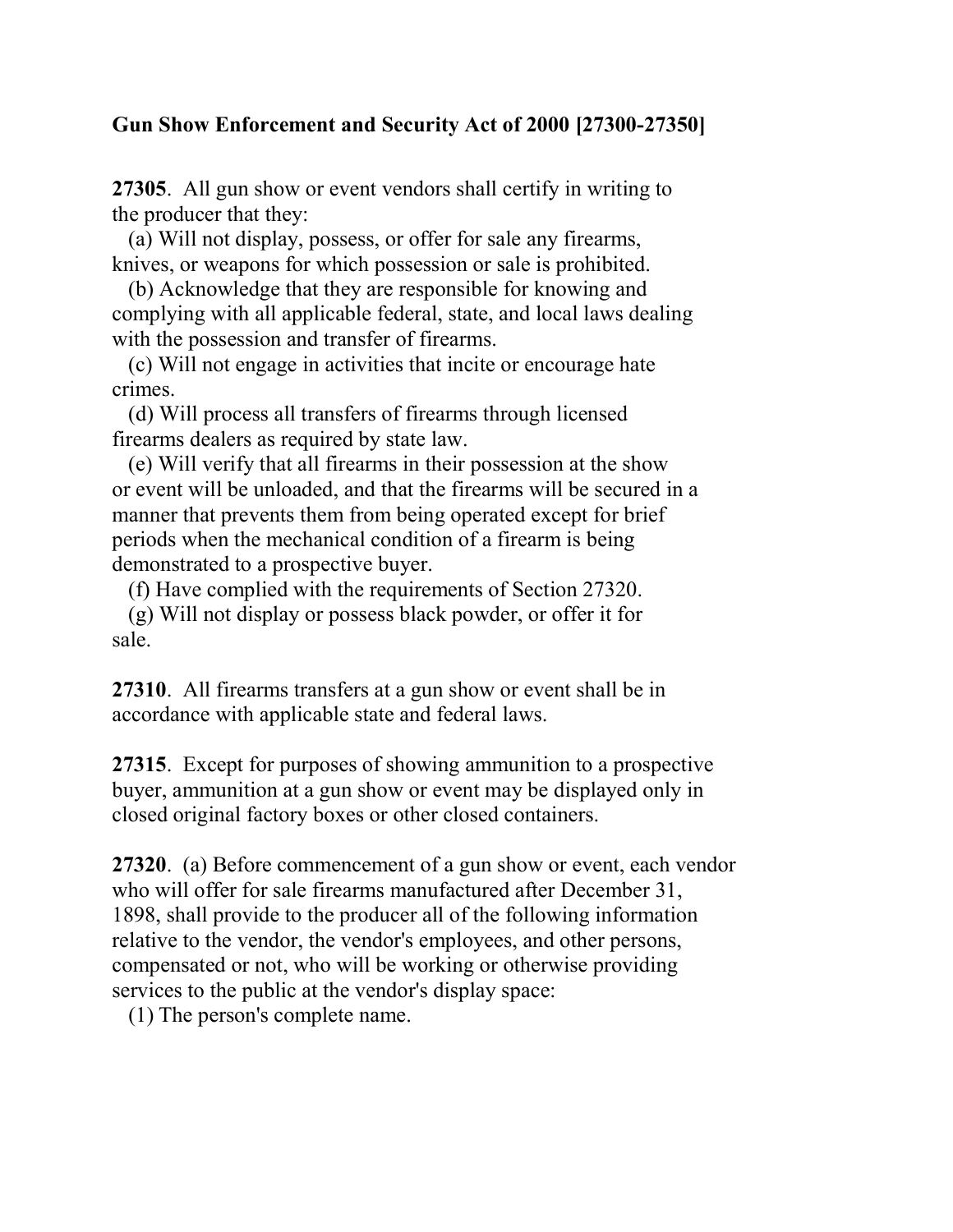**Gun Show Enforcement and Security Act of 2000 [27300-27350]**

**27305**. All gun show or event vendors shall certify in writing to the producer that they:

(a) Will not display, possess, or offer for sale any firearms, knives, or weapons for which possession or sale is prohibited.

(b) Acknowledge that they are responsible for knowing and complying with all applicable federal, state, and local laws dealing with the possession and transfer of firearms.

(c) Will not engage in activities that incite or encourage hate crimes.

(d) Will process all transfers of firearms through licensed firearms dealers as required by state law.

(e) Will verify that all firearms in their possession at the show or event will be unloaded, and that the firearms will be secured in a manner that prevents them from being operated except for brief periods when the mechanical condition of a firearm is being demonstrated to a prospective buyer.

(f) Have complied with the requirements of Section 27320.

(g) Will not display or possess black powder, or offer it for sale.

**27310**. All firearms transfers at a gun show or event shall be in accordance with applicable state and federal laws.

**27315**. Except for purposes of showing ammunition to a prospective buyer, ammunition at a gun show or event may be displayed only in closed original factory boxes or other closed containers.

**27320**. (a) Before commencement of a gun show or event, each vendor who will offer for sale firearms manufactured after December 31, 1898, shall provide to the producer all of the following information relative to the vendor, the vendor's employees, and other persons, compensated or not, who will be working or otherwise providing services to the public at the vendor's display space:

(1) The person's complete name.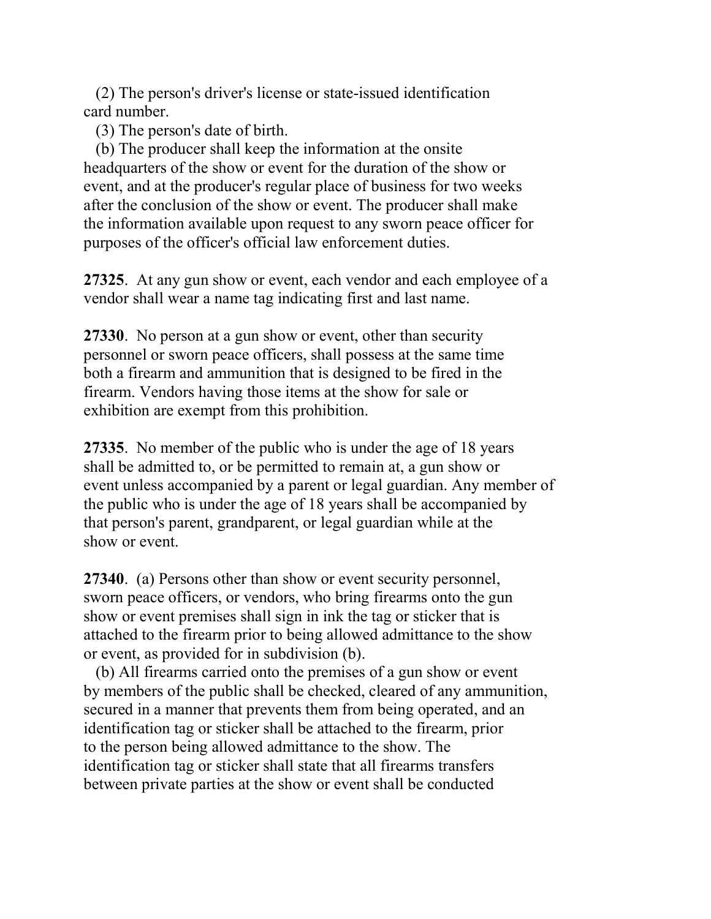(2) The person's driver's license or state-issued identification card number.

(3) The person's date of birth.

(b) The producer shall keep the information at the onsite headquarters of the show or event for the duration of the show or event, and at the producer's regular place of business for two weeks after the conclusion of the show or event. The producer shall make the information available upon request to any sworn peace officer for purposes of the officer's official law enforcement duties.

**27325**. At any gun show or event, each vendor and each employee of a vendor shall wear a name tag indicating first and last name.

**27330**. No person at a gun show or event, other than security personnel or sworn peace officers, shall possess at the same time both a firearm and ammunition that is designed to be fired in the firearm. Vendors having those items at the show for sale or exhibition are exempt from this prohibition.

**27335**. No member of the public who is under the age of 18 years shall be admitted to, or be permitted to remain at, a gun show or event unless accompanied by a parent or legal guardian. Any member of the public who is under the age of 18 years shall be accompanied by that person's parent, grandparent, or legal guardian while at the show or event.

**27340**. (a) Persons other than show or event security personnel, sworn peace officers, or vendors, who bring firearms onto the gun show or event premises shall sign in ink the tag or sticker that is attached to the firearm prior to being allowed admittance to the show or event, as provided for in subdivision (b).

(b) All firearms carried onto the premises of a gun show or event by members of the public shall be checked, cleared of any ammunition, secured in a manner that prevents them from being operated, and an identification tag or sticker shall be attached to the firearm, prior to the person being allowed admittance to the show. The identification tag or sticker shall state that all firearms transfers between private parties at the show or event shall be conducted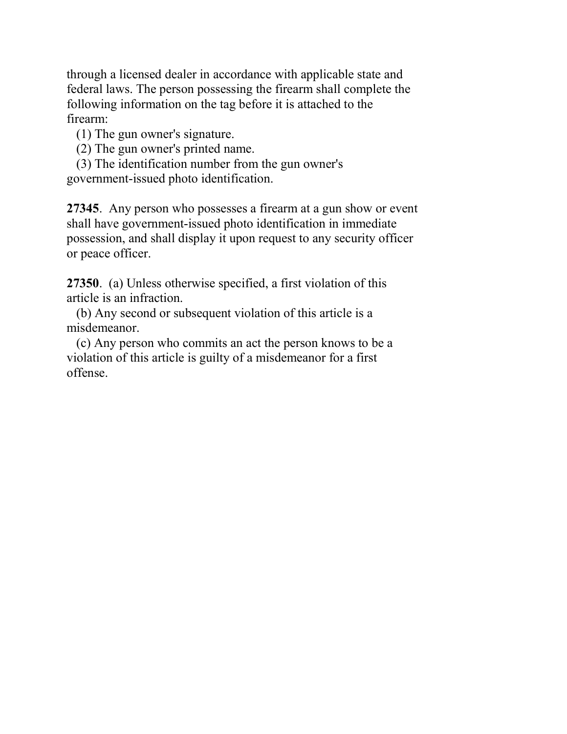through a licensed dealer in accordance with applicable state and federal laws. The person possessing the firearm shall complete the following information on the tag before it is attached to the firearm:

(1) The gun owner's signature.

(2) The gun owner's printed name.

(3) The identification number from the gun owner's government-issued photo identification.

**27345**. Any person who possesses a firearm at a gun show or event shall have government-issued photo identification in immediate possession, and shall display it upon request to any security officer or peace officer.

**27350**. (a) Unless otherwise specified, a first violation of this article is an infraction.

(b) Any second or subsequent violation of this article is a misdemeanor.

(c) Any person who commits an act the person knows to be a violation of this article is guilty of a misdemeanor for a first offense.